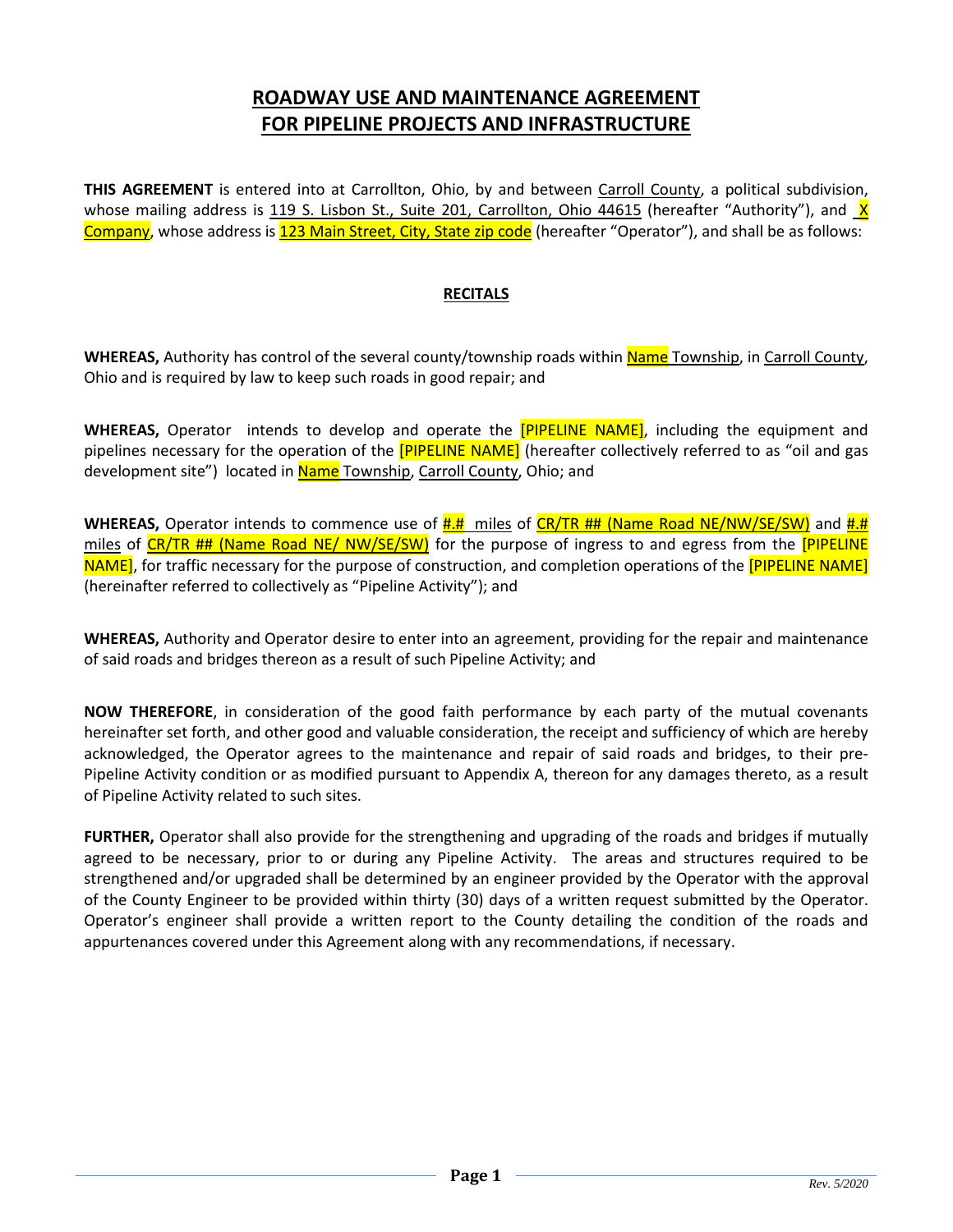# ROADWAY USE AND MAINTENANCE AGREEMENT FOR PIPELINE PROJECTS AND INFRASTRUCTURE

**THIS AGREEMENT** is entered into at Carrollton, Ohio, by and between Carroll County, a political subdivision, whose mailing address is 119 S. Lisbon St., Suite 201, Carrollton, Ohio 44615 (hereafter "Authority"), and X Company, whose address is 123 Main Street, City, State zip code (hereafter "Operator"), and shall be as follows:

## RECITALS

**WHEREAS,** Authority has control of the several county/township roads within Name Township, in Carroll County, Ohio and is required by law to keep such roads in good repair; and

**WHEREAS,** Operator intends to develop and operate the [PIPELINE NAME], including the equipment and pipelines necessary for the operation of the [PIPELINE NAME] (hereafter collectively referred to as "oil and gas development site") located in Name Township, Carroll County, Ohio; and

**WHEREAS,** Operator intends to commence use of #.# miles of CR/TR ## (Name Road NE/NW/SE/SW) and #.# miles of CR/TR ## (Name Road NE/ NW/SE/SW) for the purpose of ingress to and egress from the [PIPELINE NAME], for traffic necessary for the purpose of construction, and completion operations of the [PIPELINE NAME] (hereinafter referred to collectively as "Pipeline Activity"); and

**WHEREAS,** Authority and Operator desire to enter into an agreement, providing for the repair and maintenance of said roads and bridges thereon as a result of such Pipeline Activity; and

**NOW THEREFORE**, in consideration of the good faith performance by each party of the mutual covenants hereinafter set forth, and other good and valuable consideration, the receipt and sufficiency of which are hereby acknowledged, the Operator agrees to the maintenance and repair of said roads and bridges, to their pre-Pipeline Activity condition or as modified pursuant to Appendix A, thereon for any damages thereto, as a result of Pipeline Activity related to such sites.

**FURTHER,** Operator shall also provide for the strengthening and upgrading of the roads and bridges if mutually agreed to be necessary, prior to or during any Pipeline Activity. The areas and structures required to be strengthened and/or upgraded shall be determined by an engineer provided by the Operator with the approval of the County Engineer to be provided within thirty (30) days of a written request submitted by the Operator. Operator's engineer shall provide a written report to the County detailing the condition of the roads and appurtenances covered under this Agreement along with any recommendations, if necessary.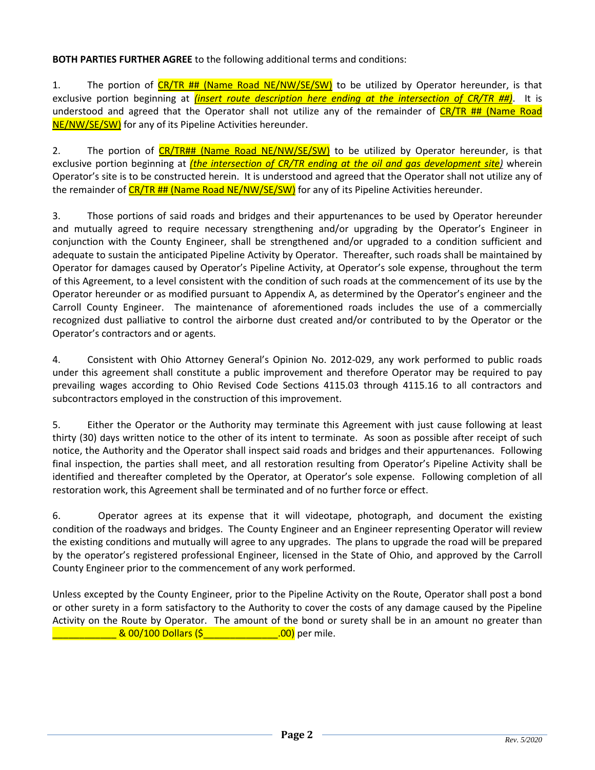**BOTH PARTIES FURTHER AGREE** to the following additional terms and conditions:

1. The portion of CR/TR ## (Name Road NE/NW/SE/SW) to be utilized by Operator hereunder, is that exclusive portion beginning at *(insert route description here ending at the intersection of CR/TR ##)*. It is understood and agreed that the Operator shall not utilize any of the remainder of CR/TR ## (Name Road NE/NW/SE/SW) for any of its Pipeline Activities hereunder.

2. The portion of CR/TR## (Name Road NE/NW/SE/SW) to be utilized by Operator hereunder, is that exclusive portion beginning at *(the intersection of CR/TR ending at the oil and gas development site)* wherein Operator's site is to be constructed herein. It is understood and agreed that the Operator shall not utilize any of the remainder of CR/TR ## (Name Road NE/NW/SE/SW) for any of its Pipeline Activities hereunder.

3. Those portions of said roads and bridges and their appurtenances to be used by Operator hereunder and mutually agreed to require necessary strengthening and/or upgrading by the Operator's Engineer in conjunction with the County Engineer, shall be strengthened and/or upgraded to a condition sufficient and adequate to sustain the anticipated Pipeline Activity by Operator. Thereafter, such roads shall be maintained by Operator for damages caused by Operator's Pipeline Activity, at Operator's sole expense, throughout the term of this Agreement, to a level consistent with the condition of such roads at the commencement of its use by the Operator hereunder or as modified pursuant to Appendix A, as determined by the Operator's engineer and the Carroll County Engineer. The maintenance of aforementioned roads includes the use of a commercially recognized dust palliative to control the airborne dust created and/or contributed to by the Operator or the Operator's contractors and or agents.

4. Consistent with Ohio Attorney General's Opinion No. 2012-029, any work performed to public roads under this agreement shall constitute a public improvement and therefore Operator may be required to pay prevailing wages according to Ohio Revised Code Sections 4115.03 through 4115.16 to all contractors and subcontractors employed in the construction of this improvement.

5. Either the Operator or the Authority may terminate this Agreement with just cause following at least thirty (30) days written notice to the other of its intent to terminate. As soon as possible after receipt of such notice, the Authority and the Operator shall inspect said roads and bridges and their appurtenances. Following final inspection, the parties shall meet, and all restoration resulting from Operator's Pipeline Activity shall be identified and thereafter completed by the Operator, at Operator's sole expense. Following completion of all restoration work, this Agreement shall be terminated and of no further force or effect.

6. Operator agrees at its expense that it will videotape, photograph, and document the existing condition of the roadways and bridges. The County Engineer and an Engineer representing Operator will review the existing conditions and mutually will agree to any upgrades. The plans to upgrade the road will be prepared by the operator's registered professional Engineer, licensed in the State of Ohio, and approved by the Carroll County Engineer prior to the commencement of any work performed.

Unless excepted by the County Engineer, prior to the Pipeline Activity on the Route, Operator shall post a bond or other surety in a form satisfactory to the Authority to cover the costs of any damage caused by the Pipeline Activity on the Route by Operator. The amount of the bond or surety shall be in an amount no greater than ____________ & 00/100 Dollars ($______________.00) per mile.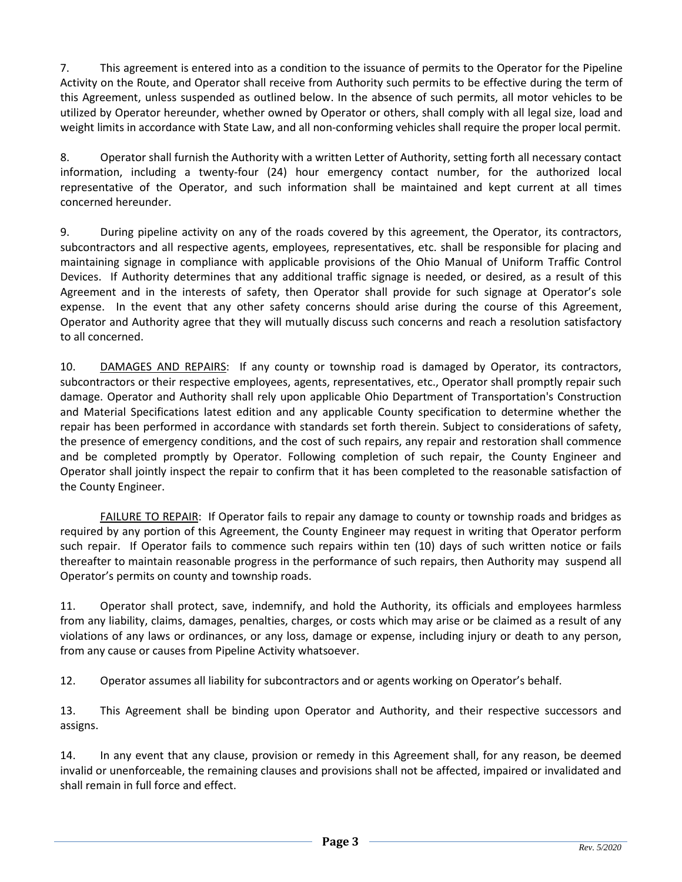7. This agreement is entered into as a condition to the issuance of permits to the Operator for the Pipeline Activity on the Route, and Operator shall receive from Authority such permits to be effective during the term of this Agreement, unless suspended as outlined below. In the absence of such permits, all motor vehicles to be utilized by Operator hereunder, whether owned by Operator or others, shall comply with all legal size, load and weight limits in accordance with State Law, and all non-conforming vehicles shall require the proper local permit.

8. Operator shall furnish the Authority with a written Letter of Authority, setting forth all necessary contact information, including a twenty-four (24) hour emergency contact number, for the authorized local representative of the Operator, and such information shall be maintained and kept current at all times concerned hereunder.

9. During pipeline activity on any of the roads covered by this agreement, the Operator, its contractors, subcontractors and all respective agents, employees, representatives, etc. shall be responsible for placing and maintaining signage in compliance with applicable provisions of the Ohio Manual of Uniform Traffic Control Devices. If Authority determines that any additional traffic signage is needed, or desired, as a result of this Agreement and in the interests of safety, then Operator shall provide for such signage at Operator's sole expense. In the event that any other safety concerns should arise during the course of this Agreement, Operator and Authority agree that they will mutually discuss such concerns and reach a resolution satisfactory to all concerned.

10. DAMAGES AND REPAIRS: If any county or township road is damaged by Operator, its contractors, subcontractors or their respective employees, agents, representatives, etc., Operator shall promptly repair such damage. Operator and Authority shall rely upon applicable Ohio Department of Transportation's Construction and Material Specifications latest edition and any applicable County specification to determine whether the repair has been performed in accordance with standards set forth therein. Subject to considerations of safety, the presence of emergency conditions, and the cost of such repairs, any repair and restoration shall commence and be completed promptly by Operator. Following completion of such repair, the County Engineer and Operator shall jointly inspect the repair to confirm that it has been completed to the reasonable satisfaction of the County Engineer.

FAILURE TO REPAIR: If Operator fails to repair any damage to county or township roads and bridges as required by any portion of this Agreement, the County Engineer may request in writing that Operator perform such repair. If Operator fails to commence such repairs within ten (10) days of such written notice or fails thereafter to maintain reasonable progress in the performance of such repairs, then Authority may suspend all Operator's permits on county and township roads.

11. Operator shall protect, save, indemnify, and hold the Authority, its officials and employees harmless from any liability, claims, damages, penalties, charges, or costs which may arise or be claimed as a result of any violations of any laws or ordinances, or any loss, damage or expense, including injury or death to any person, from any cause or causes from Pipeline Activity whatsoever.

12. Operator assumes all liability for subcontractors and or agents working on Operator's behalf.

13. This Agreement shall be binding upon Operator and Authority, and their respective successors and assigns.

14. In any event that any clause, provision or remedy in this Agreement shall, for any reason, be deemed invalid or unenforceable, the remaining clauses and provisions shall not be affected, impaired or invalidated and shall remain in full force and effect.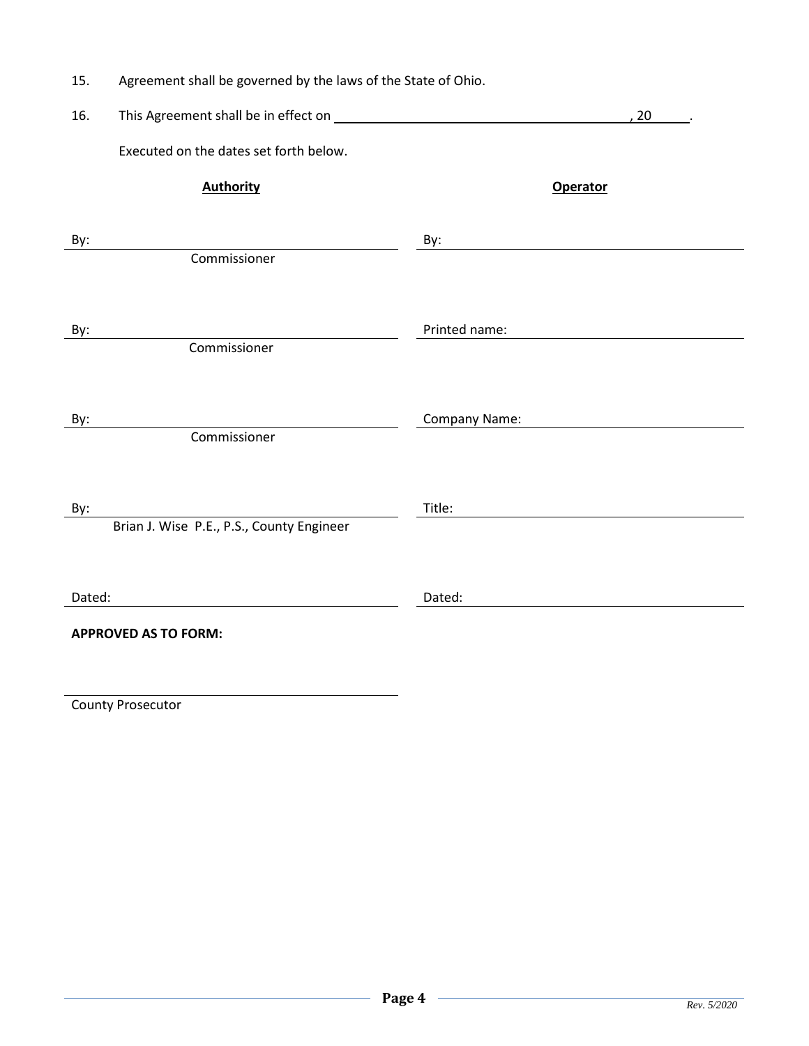15. Agreement shall be governed by the laws of the State of Ohio.

16. This Agreement shall be in effect on \_\_\_\_\_\_\_\_\_\_\_\_\_\_\_\_\_\_\_\_\_\_\_\_\_\_\_\_\_\_\_\_\_\_\_\_\_\_\_\_, 20\_\_\_\_\_.

Executed on the dates set forth below.

| **Authority** | **Operator** |
|---|---|
| By: \_\_\_\_\_\_\_\_\_\_\_\_\_\_\_\_\_\_\_\_\_\_\_\_\_\_\_\_\_\_\_\_\_\_\_\_<br>Commissioner | By: \_\_\_\_\_\_\_\_\_\_\_\_\_\_\_\_\_\_\_\_\_\_\_\_\_\_\_\_\_\_\_\_\_\_\_\_ |
| By: \_\_\_\_\_\_\_\_\_\_\_\_\_\_\_\_\_\_\_\_\_\_\_\_\_\_\_\_\_\_\_\_\_\_\_\_<br>Commissioner | Printed name: \_\_\_\_\_\_\_\_\_\_\_\_\_\_\_\_\_\_\_\_\_\_\_\_\_\_\_\_ |
| By: \_\_\_\_\_\_\_\_\_\_\_\_\_\_\_\_\_\_\_\_\_\_\_\_\_\_\_\_\_\_\_\_\_\_\_\_<br>Commissioner | Company Name: \_\_\_\_\_\_\_\_\_\_\_\_\_\_\_\_\_\_\_\_\_\_\_\_\_\_\_ |
| By: \_\_\_\_\_\_\_\_\_\_\_\_\_\_\_\_\_\_\_\_\_\_\_\_\_\_\_\_\_\_\_\_\_\_\_\_<br>Brian J. Wise P.E., P.S., County Engineer | Title: \_\_\_\_\_\_\_\_\_\_\_\_\_\_\_\_\_\_\_\_\_\_\_\_\_\_\_\_\_\_\_\_\_\_ |
| Dated: \_\_\_\_\_\_\_\_\_\_\_\_\_\_\_\_\_\_\_\_\_\_\_\_\_\_\_\_\_\_\_\_\_\_ | Dated: \_\_\_\_\_\_\_\_\_\_\_\_\_\_\_\_\_\_\_\_\_\_\_\_\_\_\_\_\_\_\_\_\_\_ |

**APPROVED AS TO FORM:**

\_\_\_\_\_\_\_\_\_\_\_\_\_\_\_\_\_\_\_\_\_\_\_\_\_\_\_\_\_\_\_\_\_\_\_\_\_\_\_\_

County Prosecutor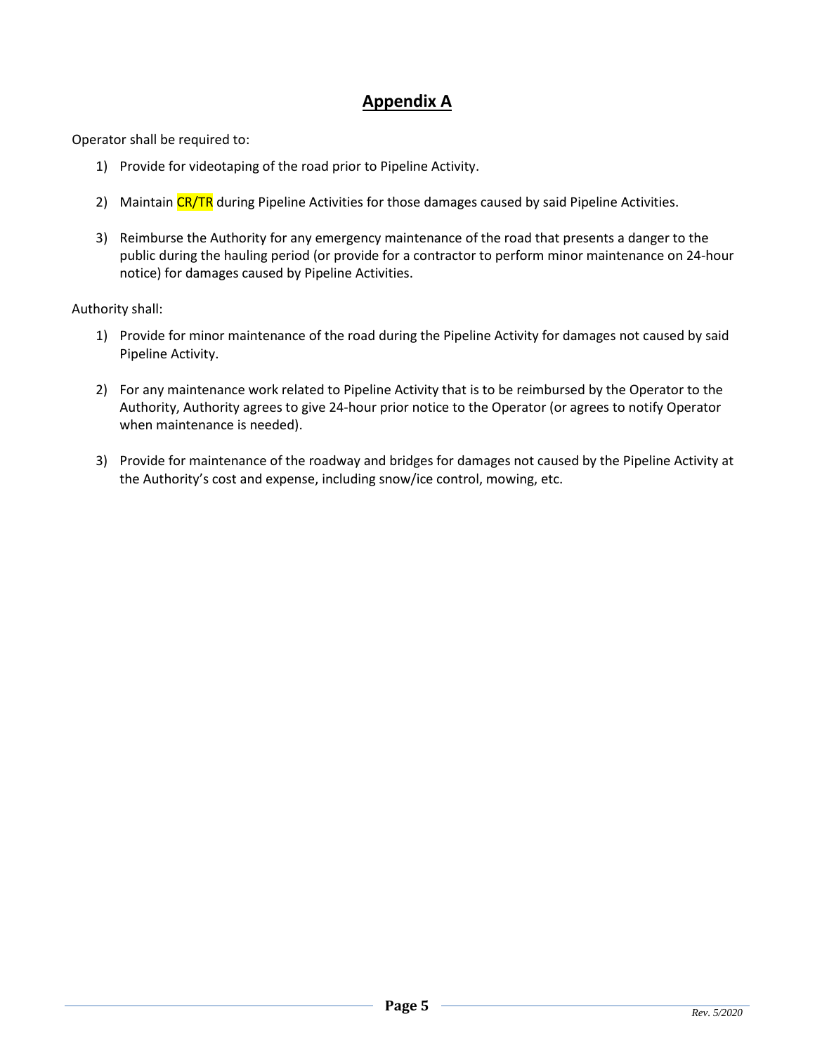# Appendix A

Operator shall be required to:

1) Provide for videotaping of the road prior to Pipeline Activity.

2) Maintain CR/TR during Pipeline Activities for those damages caused by said Pipeline Activities.

3) Reimburse the Authority for any emergency maintenance of the road that presents a danger to the public during the hauling period (or provide for a contractor to perform minor maintenance on 24-hour notice) for damages caused by Pipeline Activities.

Authority shall:

1) Provide for minor maintenance of the road during the Pipeline Activity for damages not caused by said Pipeline Activity.

2) For any maintenance work related to Pipeline Activity that is to be reimbursed by the Operator to the Authority, Authority agrees to give 24-hour prior notice to the Operator (or agrees to notify Operator when maintenance is needed).

3) Provide for maintenance of the roadway and bridges for damages not caused by the Pipeline Activity at the Authority's cost and expense, including snow/ice control, mowing, etc.